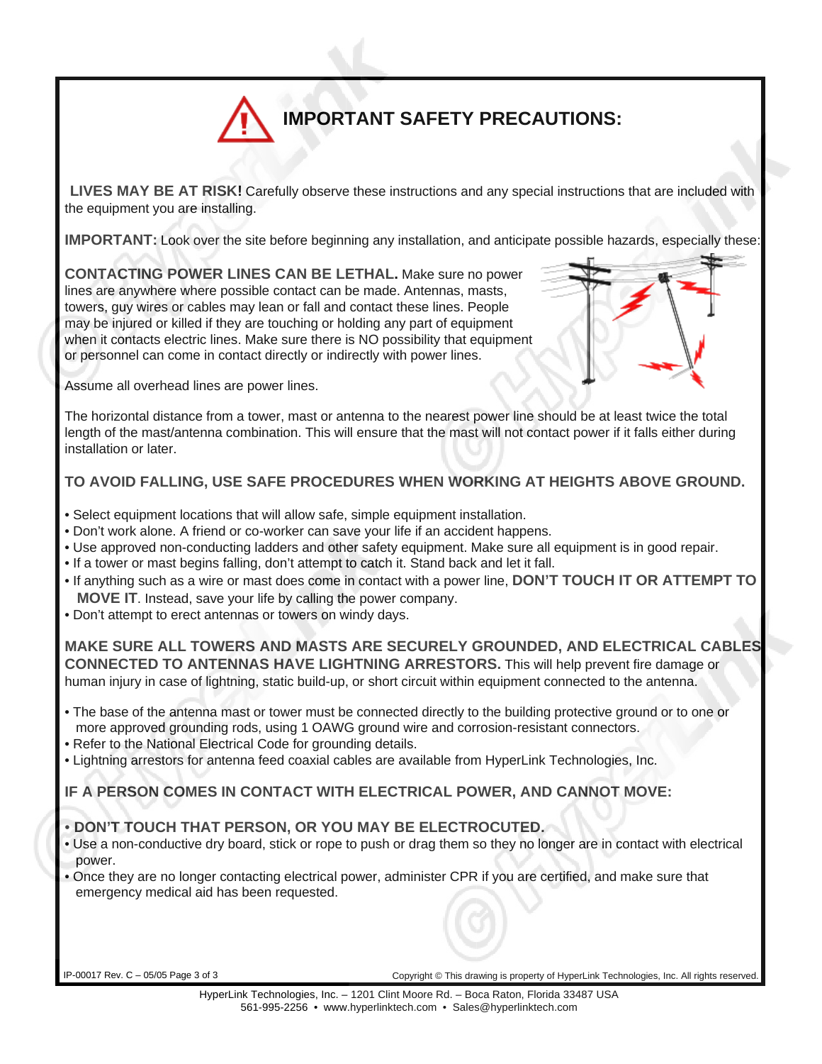# IMPORTANT SAFETY PRECAUTIONS:

**LIVES MAY BE AT RISK!** Carefully observe these instructions and any special instructions that are included with the equipment you are installing.

**IMPORTANT:** Look over the site before beginning any installation, and anticipate possible hazards, especially these:

**CONTACTING POWER LINES CAN BE LETHAL.** Make sure no power lines are anywhere where possible contact can be made. Antennas, masts, towers, guy wires or cables may lean or fall and contact these lines. People may be injured or killed if they are touching or holding any part of equipment when it contacts electric lines. Make sure there is NO possibility that equipment or personnel can come in contact directly or indirectly with power lines.

Assume all overhead lines are power lines.

The horizontal distance from a tower, mast or antenna to the nearest power line should be at least twice the total length of the mast/antenna combination. This will ensure that the mast will not contact power if it falls either during installation or later.

**TO AVOID FALLING, USE SAFE PROCEDURES WHEN WORKING AT HEIGHTS ABOVE GROUND.**

- Select equipment locations that will allow safe, simple equipment installation.
- Don't work alone. A friend or co-worker can save your life if an accident happens.
- Use approved non-conducting ladders and other safety equipment. Make sure all equipment is in good repair.
- If a tower or mast begins falling, don't attempt to catch it. Stand back and let it fall.
- If anything such as a wire or mast does come in contact with a power line, **DON'T TOUCH IT OR ATTEMPT TO MOVE IT**. Instead, save your life by calling the power company.
- Don't attempt to erect antennas or towers on windy days.

**MAKE SURE ALL TOWERS AND MASTS ARE SECURELY GROUNDED, AND ELECTRICAL CABLES CONNECTED TO ANTENNAS HAVE LIGHTNING ARRESTORS.** This will help prevent fire damage or human injury in case of lightning, static build-up, or short circuit within equipment connected to the antenna.

- The base of the antenna mast or tower must be connected directly to the building protective ground or to one or more approved grounding rods, using 1 OAWG ground wire and corrosion-resistant connectors.
- Refer to the National Electrical Code for grounding details.
- Lightning arrestors for antenna feed coaxial cables are available from HyperLink Technologies, Inc.

**IF A PERSON COMES IN CONTACT WITH ELECTRICAL POWER, AND CANNOT MOVE:**

- **DON'T TOUCH THAT PERSON, OR YOU MAY BE ELECTROCUTED.**
- Use a non-conductive dry board, stick or rope to push or drag them so they no longer are in contact with electrical power.
- Once they are no longer contacting electrical power, administer CPR if you are certified, and make sure that emergency medical aid has been requested.

IP-00017 Rev. C – 05/05

Copyright © This drawing is property of HyperLink Technologies, Inc. All rights reserved.

HyperLink Technologies, Inc. – 1201 Clint Moore Rd. – Boca Raton, Florida 33487 USA
561-995-2256 • www.hyperlinktech.com • Sales@hyperlinktech.com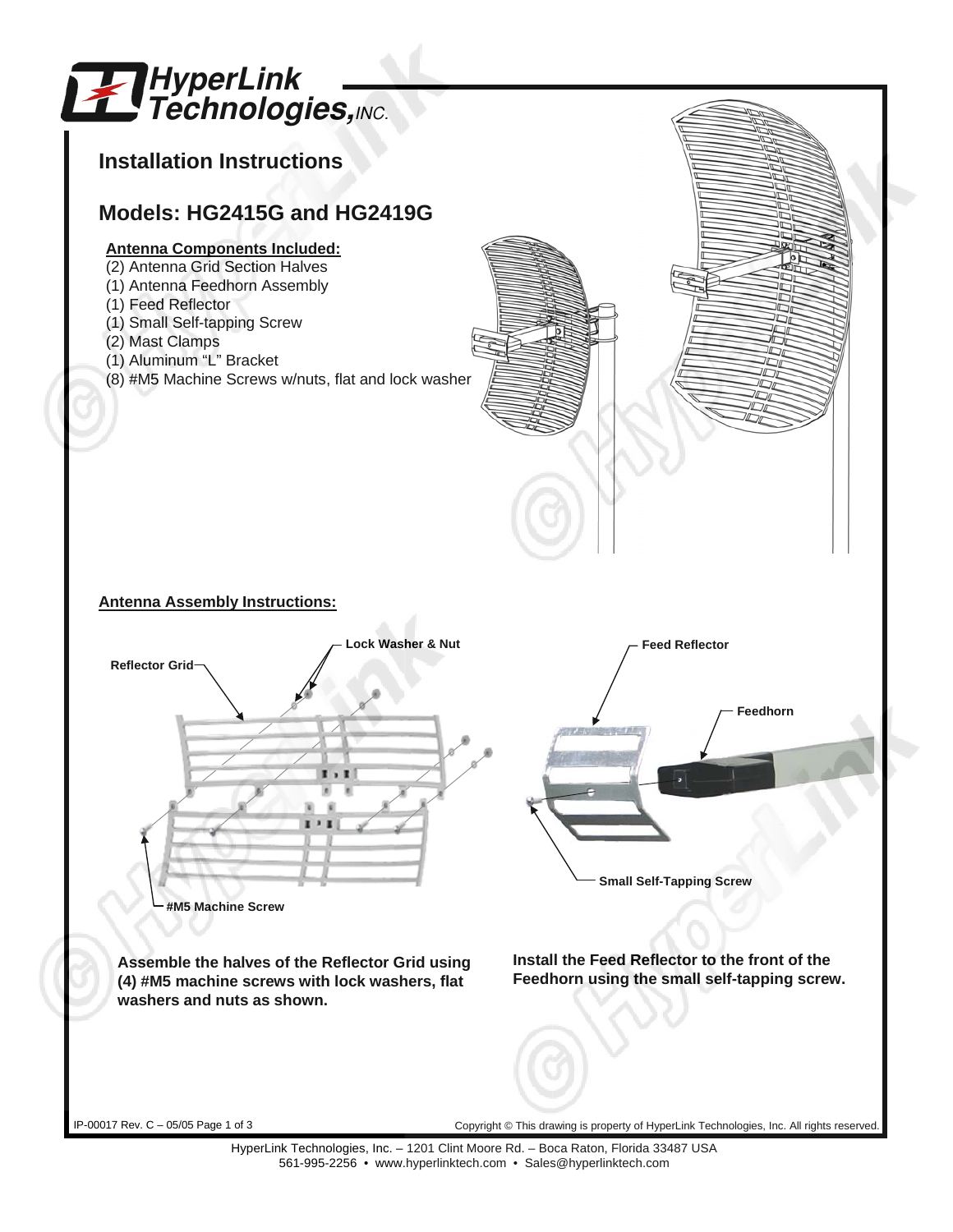**HyperLink Technologies, INC.**

# Installation Instructions

## Models: HG2415G and HG2419G

**Antenna Components Included:**

(2) Antenna Grid Section Halves
(1) Antenna Feedhorn Assembly
(1) Feed Reflector
(1) Small Self-tapping Screw
(2) Mast Clamps
(1) Aluminum "L" Bracket
(8) #M5 Machine Screws w/nuts, flat and lock washer

**Antenna Assembly Instructions:**

Reflector Grid
Lock Washer & Nut
#M5 Machine Screw

**Assemble the halves of the Reflector Grid using (4) #M5 machine screws with lock washers, flat washers and nuts as shown.**

Feed Reflector
Feedhorn
Small Self-Tapping Screw

**Install the Feed Reflector to the front of the Feedhorn using the small self-tapping screw.**

IP-00017 Rev. C – 05/05

Copyright © This drawing is property of HyperLink Technologies, Inc. All rights reserved.

HyperLink Technologies, Inc. – 1201 Clint Moore Rd. – Boca Raton, Florida 33487 USA
561-995-2256 • www.hyperlinktech.com • Sales@hyperlinktech.com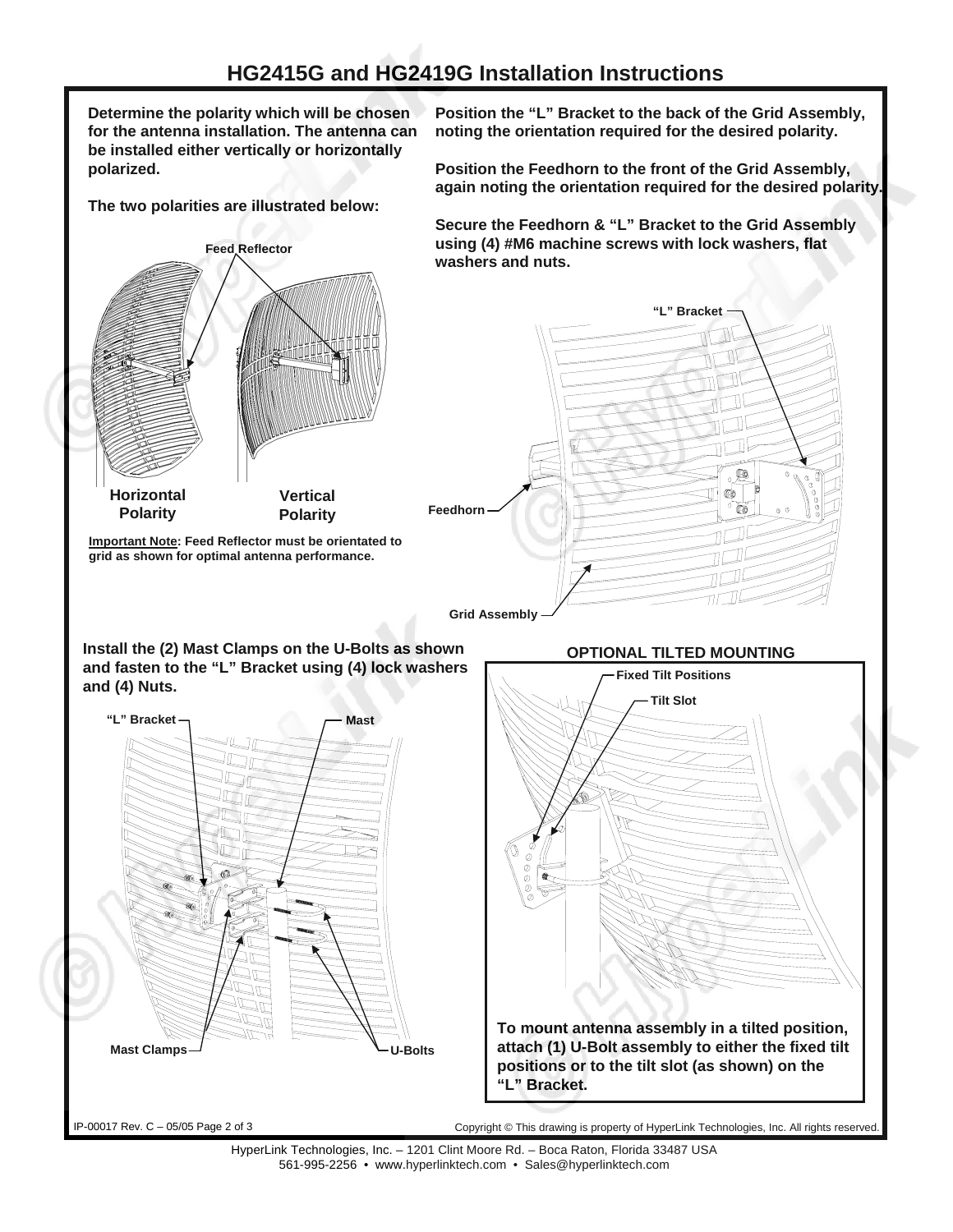# HG2415G and HG2419G Installation Instructions

**Determine the polarity which will be chosen for the antenna installation. The antenna can be installed either vertically or horizontally polarized.**

**The two polarities are illustrated below:**

Feed Reflector

Horizontal Polarity

Vertical Polarity

**Important Note: Feed Reflector must be orientated to grid as shown for optimal antenna performance.**

**Position the "L" Bracket to the back of the Grid Assembly, noting the orientation required for the desired polarity.**

**Position the Feedhorn to the front of the Grid Assembly, again noting the orientation required for the desired polarity.**

**Secure the Feedhorn & "L" Bracket to the Grid Assembly using (4) #M6 machine screws with lock washers, flat washers and nuts.**

"L" Bracket

Feedhorn

Grid Assembly

**Install the (2) Mast Clamps on the U-Bolts as shown and fasten to the "L" Bracket using (4) lock washers and (4) Nuts.**

"L" Bracket

Mast

Mast Clamps

U-Bolts

## OPTIONAL TILTED MOUNTING

Fixed Tilt Positions

Tilt Slot

**To mount antenna assembly in a tilted position, attach (1) U-Bolt assembly to either the fixed tilt positions or to the tilt slot (as shown) on the "L" Bracket.**

IP-00017 Rev. C – 05/05 Page 2 of 3

Copyright © This drawing is property of HyperLink Technologies, Inc. All rights reserved.

HyperLink Technologies, Inc. – 1201 Clint Moore Rd. – Boca Raton, Florida 33487 USA
561-995-2256 • www.hyperlinktech.com • Sales@hyperlinktech.com